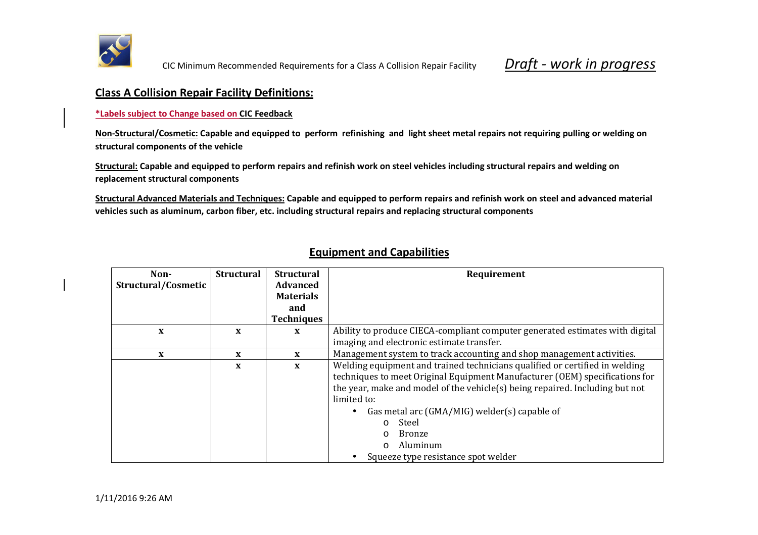CIC Minimum Recommended Requirements for a Class A Collision Repair Facility *Draft - work in progress*

## Class A Collision Repair Facility Definitions:

**\*Labels subject to Change based on CIC Feedback**

**Non-Structural/Cosmetic: Capable and equipped to perform refinishing and light sheet metal repairs not requiring pulling or welding on structural components of the vehicle**

**Structural: Capable and equipped to perform repairs and refinish work on steel vehicles including structural repairs and welding on replacement structural components**

**Structural Advanced Materials and Techniques: Capable and equipped to perform repairs and refinish work on steel and advanced material vehicles such as aluminum, carbon fiber, etc. including structural repairs and replacing structural components**

## Equipment and Capabilities

| Non-Structural/Cosmetic | Structural | Structural Advanced Materials and Techniques | Requirement |
|---|---|---|---|
| x | x | x | Ability to produce CIECA-compliant computer generated estimates with digital imaging and electronic estimate transfer. |
| x | x | x | Management system to track accounting and shop management activities. |
| | x | x | Welding equipment and trained technicians qualified or certified in welding techniques to meet Original Equipment Manufacturer (OEM) specifications for the year, make and model of the vehicle(s) being repaired. Including but not limited to:<br>• Gas metal arc (GMA/MIG) welder(s) capable of<br>&nbsp;&nbsp;&nbsp;&nbsp;o Steel<br>&nbsp;&nbsp;&nbsp;&nbsp;o Bronze<br>&nbsp;&nbsp;&nbsp;&nbsp;o Aluminum<br>• Squeeze type resistance spot welder |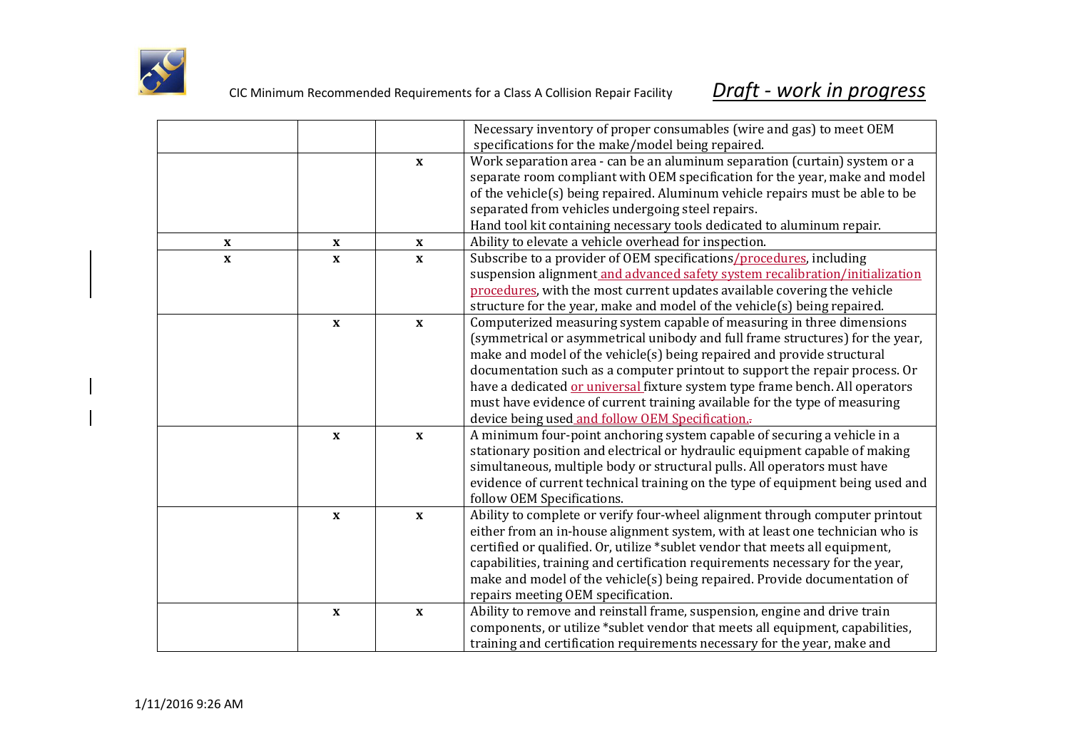| | | | |
|---|---|---|---|
| | | | Necessary inventory of proper consumables (wire and gas) to meet OEM specifications for the make/model being repaired. |
| | | x | Work separation area - can be an aluminum separation (curtain) system or a separate room compliant with OEM specification for the year, make and model of the vehicle(s) being repaired. Aluminum vehicle repairs must be able to be separated from vehicles undergoing steel repairs.<br>Hand tool kit containing necessary tools dedicated to aluminum repair. |
| x | x | x | Ability to elevate a vehicle overhead for inspection. |
| x | x | x | Subscribe to a provider of OEM specifications/procedures, including suspension alignment and advanced safety system recalibration/initialization procedures, with the most current updates available covering the vehicle structure for the year, make and model of the vehicle(s) being repaired. |
| | x | x | Computerized measuring system capable of measuring in three dimensions (symmetrical or asymmetrical unibody and full frame structures) for the year, make and model of the vehicle(s) being repaired and provide structural documentation such as a computer printout to support the repair process. Or have a dedicated or universal fixture system type frame bench. All operators must have evidence of current training available for the type of measuring device being used and follow OEM Specification. |
| | x | x | A minimum four-point anchoring system capable of securing a vehicle in a stationary position and electrical or hydraulic equipment capable of making simultaneous, multiple body or structural pulls. All operators must have evidence of current technical training on the type of equipment being used and follow OEM Specifications. |
| | x | x | Ability to complete or verify four-wheel alignment through computer printout either from an in-house alignment system, with at least one technician who is certified or qualified. Or, utilize *sublet vendor that meets all equipment, capabilities, training and certification requirements necessary for the year, make and model of the vehicle(s) being repaired. Provide documentation of repairs meeting OEM specification. |
| | x | x | Ability to remove and reinstall frame, suspension, engine and drive train components, or utilize *sublet vendor that meets all equipment, capabilities, training and certification requirements necessary for the year, make and |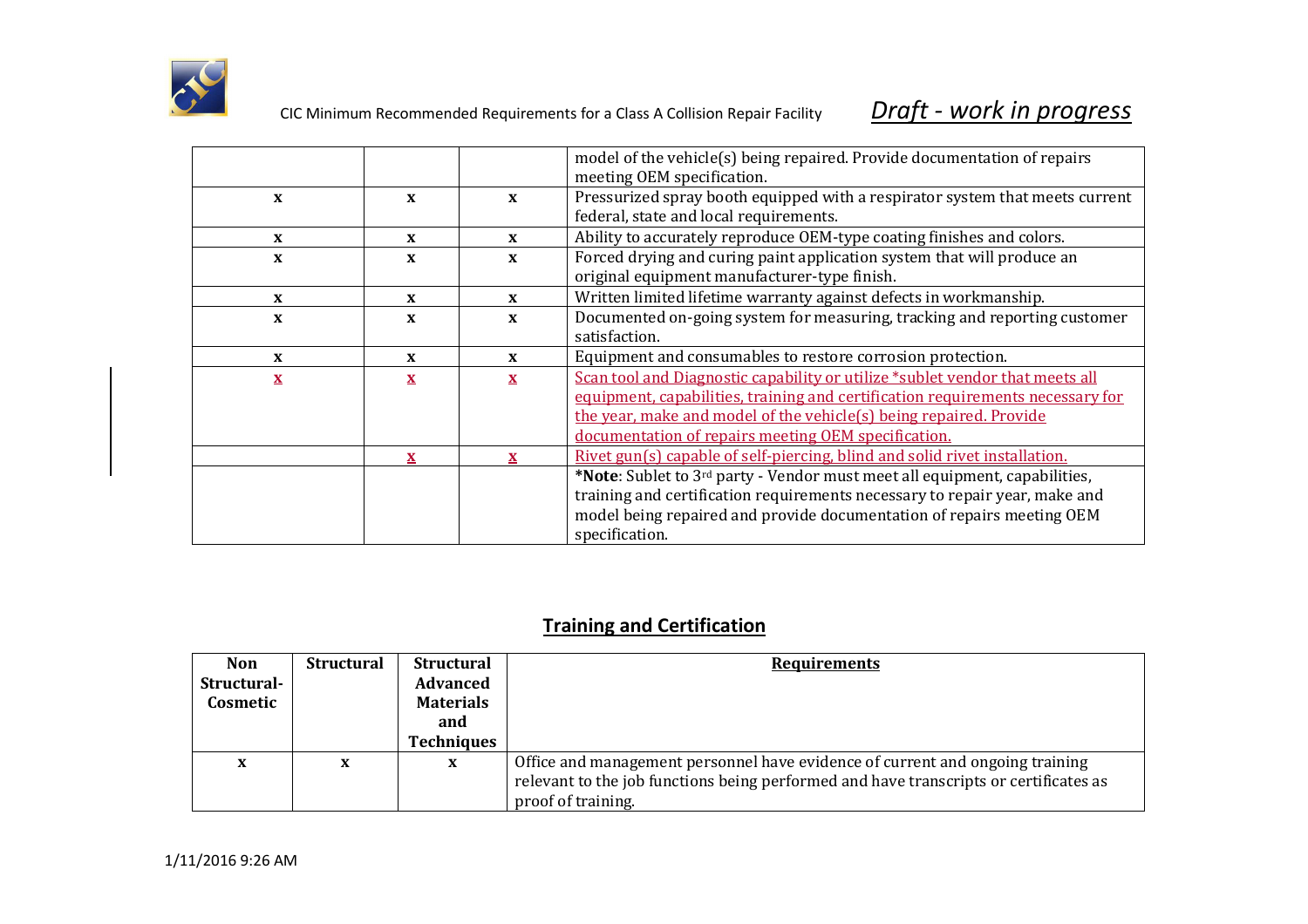| | | | |
|---|---|---|---|
| | | | model of the vehicle(s) being repaired. Provide documentation of repairs meeting OEM specification. |
| x | x | x | Pressurized spray booth equipped with a respirator system that meets current federal, state and local requirements. |
| x | x | x | Ability to accurately reproduce OEM-type coating finishes and colors. |
| x | x | x | Forced drying and curing paint application system that will produce an original equipment manufacturer-type finish. |
| x | x | x | Written limited lifetime warranty against defects in workmanship. |
| x | x | x | Documented on-going system for measuring, tracking and reporting customer satisfaction. |
| x | x | x | Equipment and consumables to restore corrosion protection. |
| x | x | x | Scan tool and Diagnostic capability or utilize *sublet vendor that meets all equipment, capabilities, training and certification requirements necessary for the year, make and model of the vehicle(s) being repaired. Provide documentation of repairs meeting OEM specification. |
| | x | x | Rivet gun(s) capable of self-piercing, blind and solid rivet installation. |
| | | | ***Note**: Sublet to 3rd party - Vendor must meet all equipment, capabilities, training and certification requirements necessary to repair year, make and model being repaired and provide documentation of repairs meeting OEM specification. |

## Training and Certification

| Non Structural-Cosmetic | Structural | Structural Advanced Materials and Techniques | Requirements |
|---|---|---|---|
| x | x | x | Office and management personnel have evidence of current and ongoing training relevant to the job functions being performed and have transcripts or certificates as proof of training. |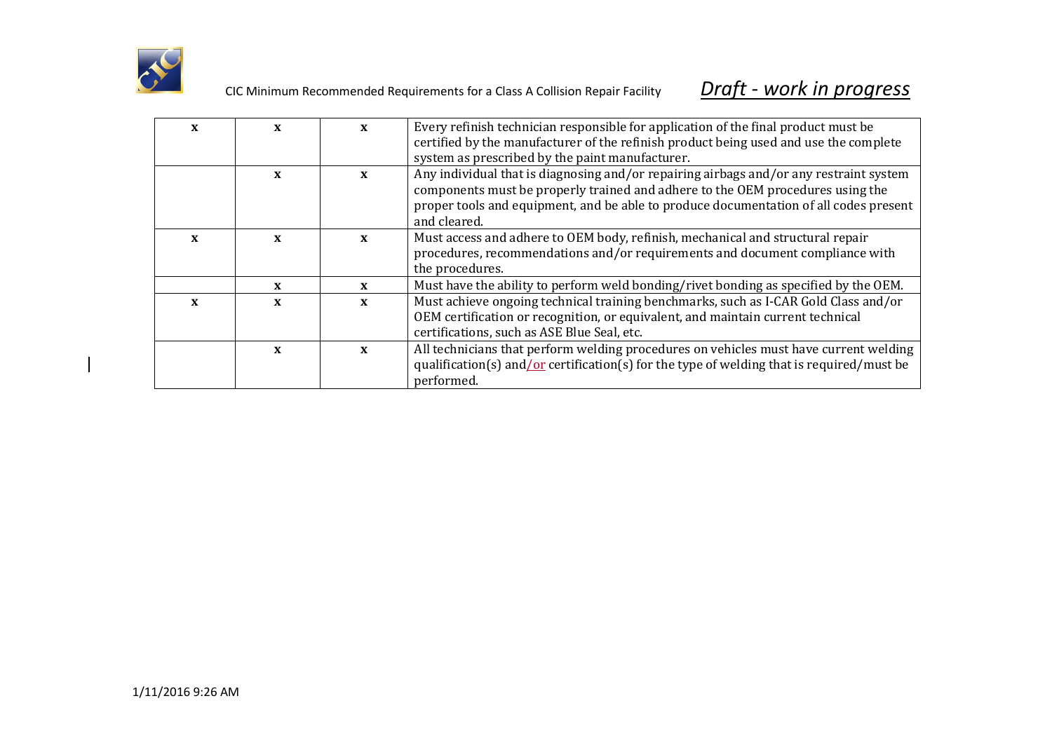| | | | |
|---|---|---|---|
| x | x | x | Every refinish technician responsible for application of the final product must be certified by the manufacturer of the refinish product being used and use the complete system as prescribed by the paint manufacturer. |
| | x | x | Any individual that is diagnosing and/or repairing airbags and/or any restraint system components must be properly trained and adhere to the OEM procedures using the proper tools and equipment, and be able to produce documentation of all codes present and cleared. |
| x | x | x | Must access and adhere to OEM body, refinish, mechanical and structural repair procedures, recommendations and/or requirements and document compliance with the procedures. |
| | x | x | Must have the ability to perform weld bonding/rivet bonding as specified by the OEM. |
| x | x | x | Must achieve ongoing technical training benchmarks, such as I-CAR Gold Class and/or OEM certification or recognition, or equivalent, and maintain current technical certifications, such as ASE Blue Seal, etc. |
| | x | x | All technicians that perform welding procedures on vehicles must have current welding qualification(s) and/or certification(s) for the type of welding that is required/must be performed. |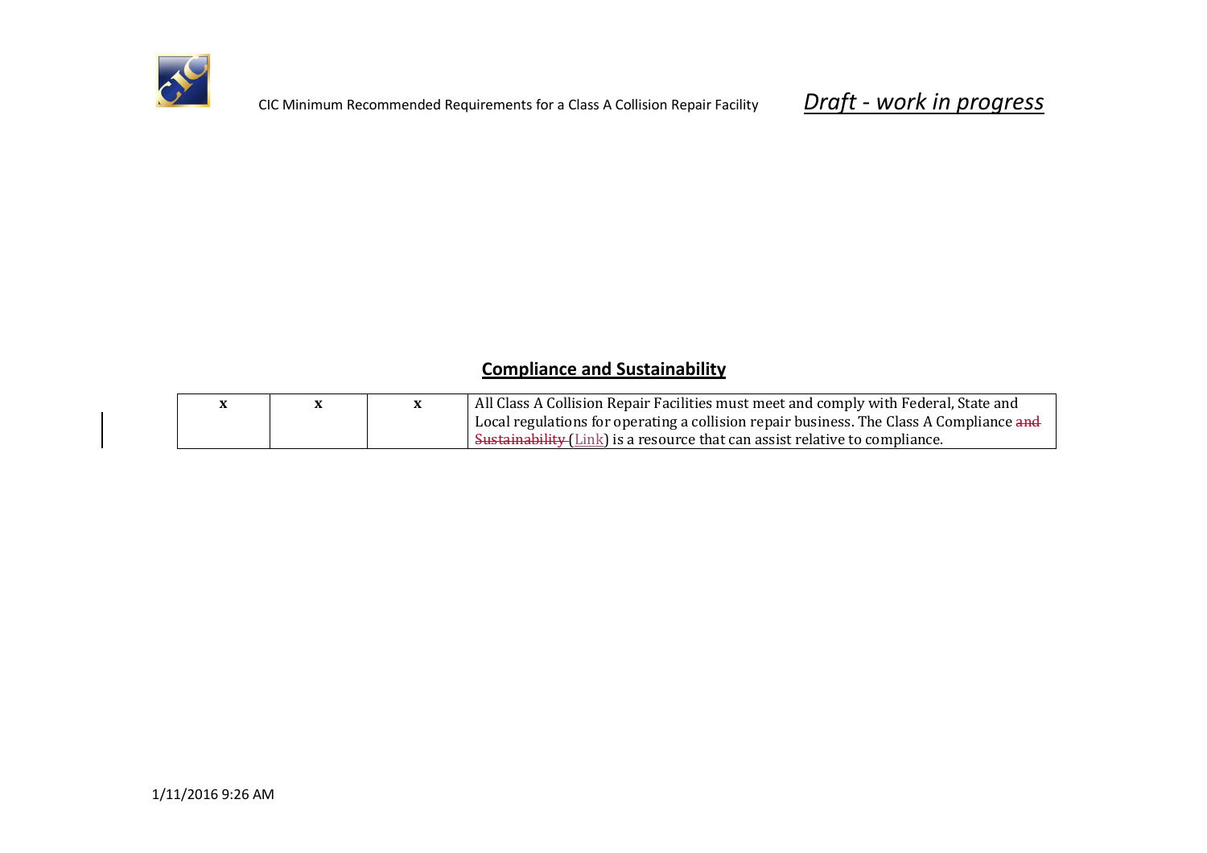## Compliance and Sustainability

| x | x | x | All Class A Collision Repair Facilities must meet and comply with Federal, State and Local regulations for operating a collision repair business. The Class A Compliance ~~and Sustainability~~ (Link) is a resource that can assist relative to compliance. |
|---|---|---|---|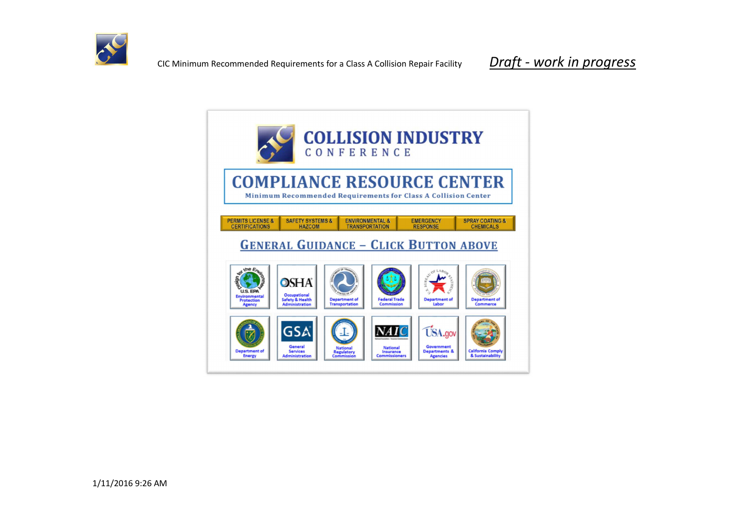# COLLISION INDUSTRY CONFERENCE

## COMPLIANCE RESOURCE CENTER

Minimum Recommended Requirements for Class A Collision Center

PERMITS LICENSE & CERTIFICATIONS | SAFETY SYSTEMS & HAZCOM | ENVIRONMENTAL & TRANSPORTATION | EMERGENCY RESPONSE | SPRAY COATING & CHEMICALS

## GENERAL GUIDANCE – CLICK BUTTON ABOVE

- U.S. EPA Environmental Protection Agency
- OSHA Occupational Safety & Health Administration
- Department of Transportation
- Federal Trade Commission
- Department of Labor
- Department of Commerce
- Department of Energy
- GSA General Services Administration
- National Regulatory Commission
- NAIC National Insurance Commissioners
- USA.gov Government Departments & Agencies
- California Comply & Sustainability